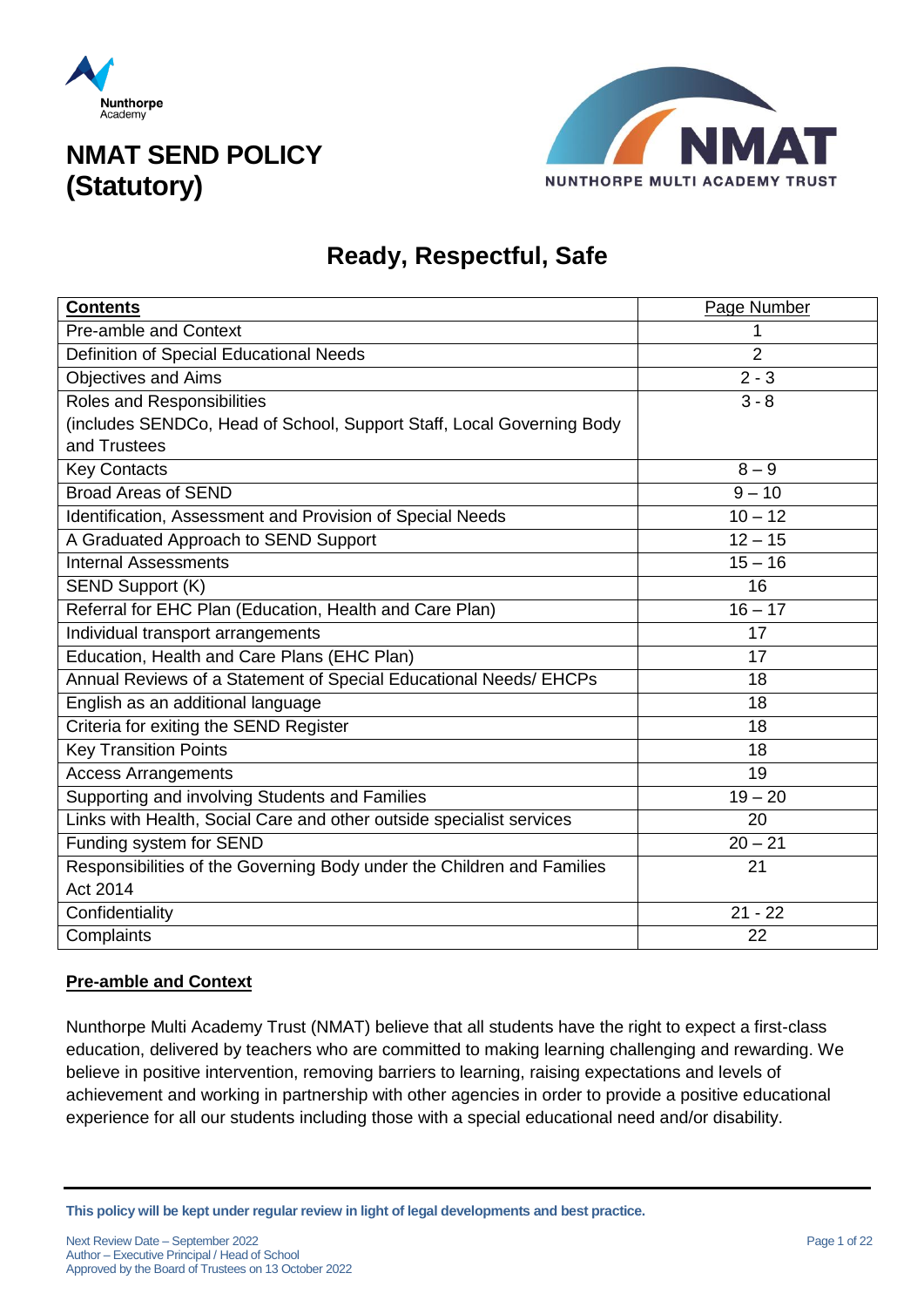# NMAT SEND POLICY (Statutory)

## Ready, Respectful, Safe

| Contents | Page Number |
|---|---|
| Pre-amble and Context | 1 |
| Definition of Special Educational Needs | 2 |
| Objectives and Aims | 2 - 3 |
| Roles and Responsibilities (includes SENDCo, Head of School, Support Staff, Local Governing Body and Trustees | 3 - 8 |
| Key Contacts | 8 – 9 |
| Broad Areas of SEND | 9 – 10 |
| Identification, Assessment and Provision of Special Needs | 10 – 12 |
| A Graduated Approach to SEND Support | 12 – 15 |
| Internal Assessments | 15 – 16 |
| SEND Support (K) | 16 |
| Referral for EHC Plan (Education, Health and Care Plan) | 16 – 17 |
| Individual transport arrangements | 17 |
| Education, Health and Care Plans (EHC Plan) | 17 |
| Annual Reviews of a Statement of Special Educational Needs/ EHCPs | 18 |
| English as an additional language | 18 |
| Criteria for exiting the SEND Register | 18 |
| Key Transition Points | 18 |
| Access Arrangements | 19 |
| Supporting and involving Students and Families | 19 – 20 |
| Links with Health, Social Care and other outside specialist services | 20 |
| Funding system for SEND | 20 – 21 |
| Responsibilities of the Governing Body under the Children and Families Act 2014 | 21 |
| Confidentiality | 21 - 22 |
| Complaints | 22 |

## Pre-amble and Context

Nunthorpe Multi Academy Trust (NMAT) believe that all students have the right to expect a first-class education, delivered by teachers who are committed to making learning challenging and rewarding. We believe in positive intervention, removing barriers to learning, raising expectations and levels of achievement and working in partnership with other agencies in order to provide a positive educational experience for all our students including those with a special educational need and/or disability.

**This policy will be kept under regular review in light of legal developments and best practice.**

Next Review Date – September 2022
Author – Executive Principal / Head of School
Approved by the Board of Trustees on 13 October 2022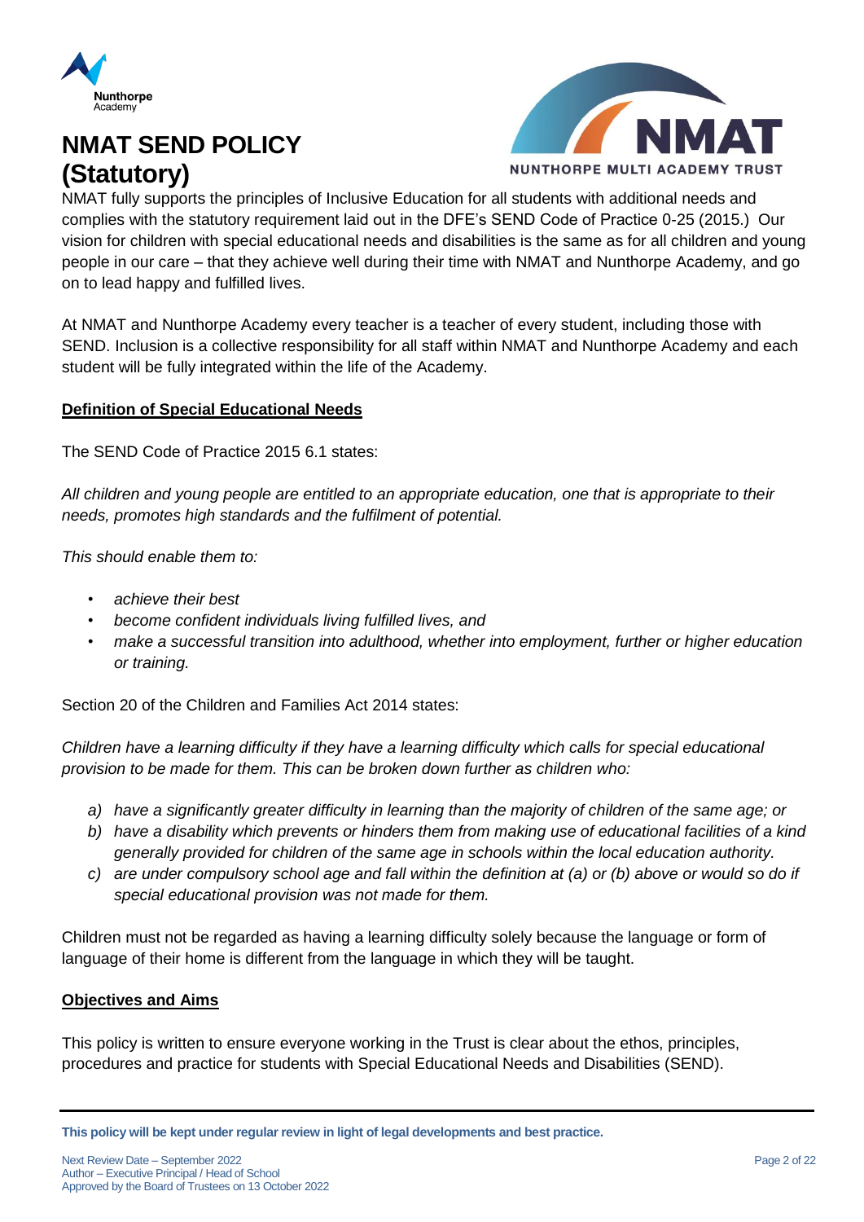# NMAT SEND POLICY (Statutory)

NMAT fully supports the principles of Inclusive Education for all students with additional needs and complies with the statutory requirement laid out in the DFE's SEND Code of Practice 0-25 (2015.) Our vision for children with special educational needs and disabilities is the same as for all children and young people in our care – that they achieve well during their time with NMAT and Nunthorpe Academy, and go on to lead happy and fulfilled lives.

At NMAT and Nunthorpe Academy every teacher is a teacher of every student, including those with SEND. Inclusion is a collective responsibility for all staff within NMAT and Nunthorpe Academy and each student will be fully integrated within the life of the Academy.

## Definition of Special Educational Needs

The SEND Code of Practice 2015 6.1 states:

*All children and young people are entitled to an appropriate education, one that is appropriate to their needs, promotes high standards and the fulfilment of potential.*

*This should enable them to:*

- *achieve their best*
- *become confident individuals living fulfilled lives, and*
- *make a successful transition into adulthood, whether into employment, further or higher education or training.*

Section 20 of the Children and Families Act 2014 states:

*Children have a learning difficulty if they have a learning difficulty which calls for special educational provision to be made for them. This can be broken down further as children who:*

a) *have a significantly greater difficulty in learning than the majority of children of the same age; or*
b) *have a disability which prevents or hinders them from making use of educational facilities of a kind generally provided for children of the same age in schools within the local education authority.*
c) *are under compulsory school age and fall within the definition at (a) or (b) above or would so do if special educational provision was not made for them.*

Children must not be regarded as having a learning difficulty solely because the language or form of language of their home is different from the language in which they will be taught.

## Objectives and Aims

This policy is written to ensure everyone working in the Trust is clear about the ethos, principles, procedures and practice for students with Special Educational Needs and Disabilities (SEND).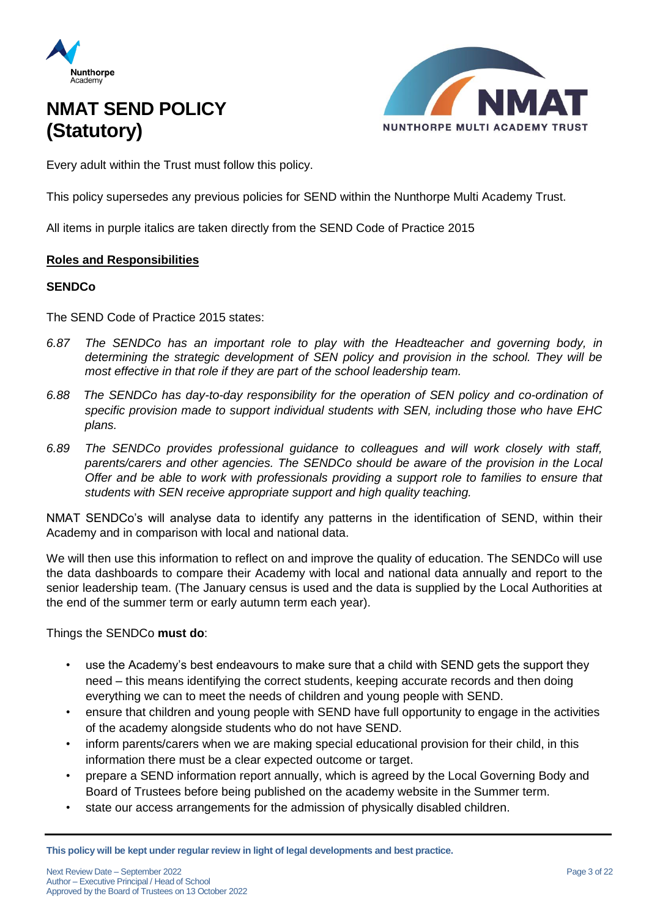# NMAT SEND POLICY (Statutory)

Every adult within the Trust must follow this policy.

This policy supersedes any previous policies for SEND within the Nunthorpe Multi Academy Trust.

All items in purple italics are taken directly from the SEND Code of Practice 2015

## Roles and Responsibilities

### SENDCo

The SEND Code of Practice 2015 states:

*6.87 The SENDCo has an important role to play with the Headteacher and governing body, in determining the strategic development of SEN policy and provision in the school. They will be most effective in that role if they are part of the school leadership team.*

*6.88 The SENDCo has day-to-day responsibility for the operation of SEN policy and co-ordination of specific provision made to support individual students with SEN, including those who have EHC plans.*

*6.89 The SENDCo provides professional guidance to colleagues and will work closely with staff, parents/carers and other agencies. The SENDCo should be aware of the provision in the Local Offer and be able to work with professionals providing a support role to families to ensure that students with SEN receive appropriate support and high quality teaching.*

NMAT SENDCo's will analyse data to identify any patterns in the identification of SEND, within their Academy and in comparison with local and national data.

We will then use this information to reflect on and improve the quality of education. The SENDCo will use the data dashboards to compare their Academy with local and national data annually and report to the senior leadership team. (The January census is used and the data is supplied by the Local Authorities at the end of the summer term or early autumn term each year).

Things the SENDCo **must do**:

- use the Academy's best endeavours to make sure that a child with SEND gets the support they need – this means identifying the correct students, keeping accurate records and then doing everything we can to meet the needs of children and young people with SEND.
- ensure that children and young people with SEND have full opportunity to engage in the activities of the academy alongside students who do not have SEND.
- inform parents/carers when we are making special educational provision for their child, in this information there must be a clear expected outcome or target.
- prepare a SEND information report annually, which is agreed by the Local Governing Body and Board of Trustees before being published on the academy website in the Summer term.
- state our access arrangements for the admission of physically disabled children.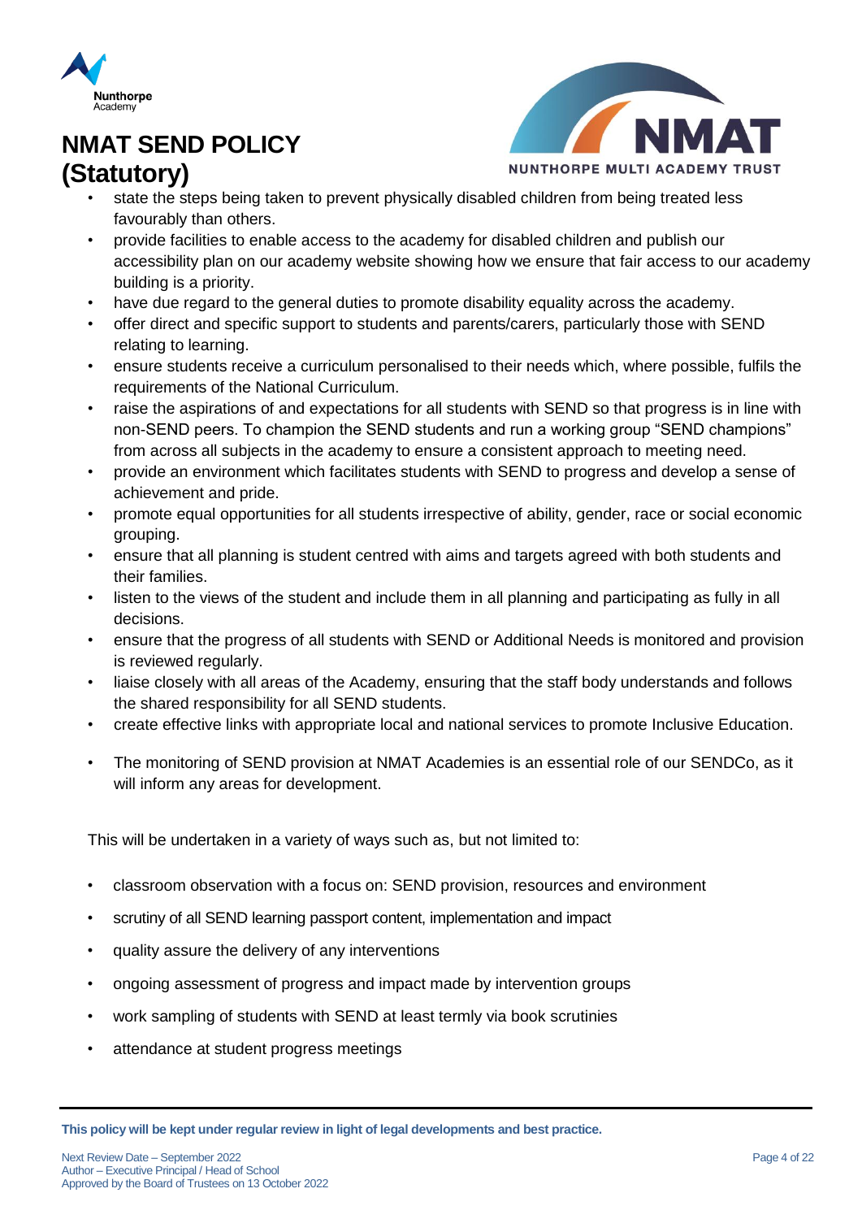- state the steps being taken to prevent physically disabled children from being treated less favourably than others.
- provide facilities to enable access to the academy for disabled children and publish our accessibility plan on our academy website showing how we ensure that fair access to our academy building is a priority.
- have due regard to the general duties to promote disability equality across the academy.
- offer direct and specific support to students and parents/carers, particularly those with SEND relating to learning.
- ensure students receive a curriculum personalised to their needs which, where possible, fulfils the requirements of the National Curriculum.
- raise the aspirations of and expectations for all students with SEND so that progress is in line with non-SEND peers. To champion the SEND students and run a working group "SEND champions" from across all subjects in the academy to ensure a consistent approach to meeting need.
- provide an environment which facilitates students with SEND to progress and develop a sense of achievement and pride.
- promote equal opportunities for all students irrespective of ability, gender, race or social economic grouping.
- ensure that all planning is student centred with aims and targets agreed with both students and their families.
- listen to the views of the student and include them in all planning and participating as fully in all decisions.
- ensure that the progress of all students with SEND or Additional Needs is monitored and provision is reviewed regularly.
- liaise closely with all areas of the Academy, ensuring that the staff body understands and follows the shared responsibility for all SEND students.
- create effective links with appropriate local and national services to promote Inclusive Education.
- The monitoring of SEND provision at NMAT Academies is an essential role of our SENDCo, as it will inform any areas for development.

This will be undertaken in a variety of ways such as, but not limited to:

- classroom observation with a focus on: SEND provision, resources and environment
- scrutiny of all SEND learning passport content, implementation and impact
- quality assure the delivery of any interventions
- ongoing assessment of progress and impact made by intervention groups
- work sampling of students with SEND at least termly via book scrutinies
- attendance at student progress meetings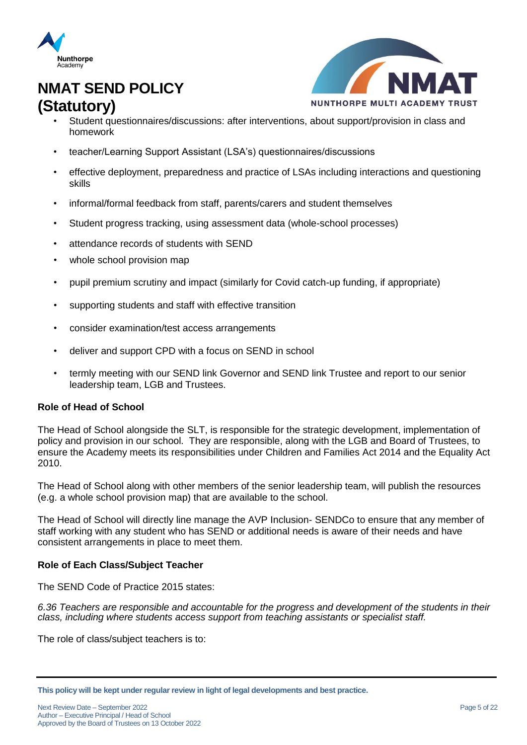- Student questionnaires/discussions: after interventions, about support/provision in class and homework
- teacher/Learning Support Assistant (LSA's) questionnaires/discussions
- effective deployment, preparedness and practice of LSAs including interactions and questioning skills
- informal/formal feedback from staff, parents/carers and student themselves
- Student progress tracking, using assessment data (whole-school processes)
- attendance records of students with SEND
- whole school provision map
- pupil premium scrutiny and impact (similarly for Covid catch-up funding, if appropriate)
- supporting students and staff with effective transition
- consider examination/test access arrangements
- deliver and support CPD with a focus on SEND in school
- termly meeting with our SEND link Governor and SEND link Trustee and report to our senior leadership team, LGB and Trustees.

**Role of Head of School**

The Head of School alongside the SLT, is responsible for the strategic development, implementation of policy and provision in our school. They are responsible, along with the LGB and Board of Trustees, to ensure the Academy meets its responsibilities under Children and Families Act 2014 and the Equality Act 2010.

The Head of School along with other members of the senior leadership team, will publish the resources (e.g. a whole school provision map) that are available to the school.

The Head of School will directly line manage the AVP Inclusion- SENDCo to ensure that any member of staff working with any student who has SEND or additional needs is aware of their needs and have consistent arrangements in place to meet them.

**Role of Each Class/Subject Teacher**

The SEND Code of Practice 2015 states:

*6.36 Teachers are responsible and accountable for the progress and development of the students in their class, including where students access support from teaching assistants or specialist staff.*

The role of class/subject teachers is to: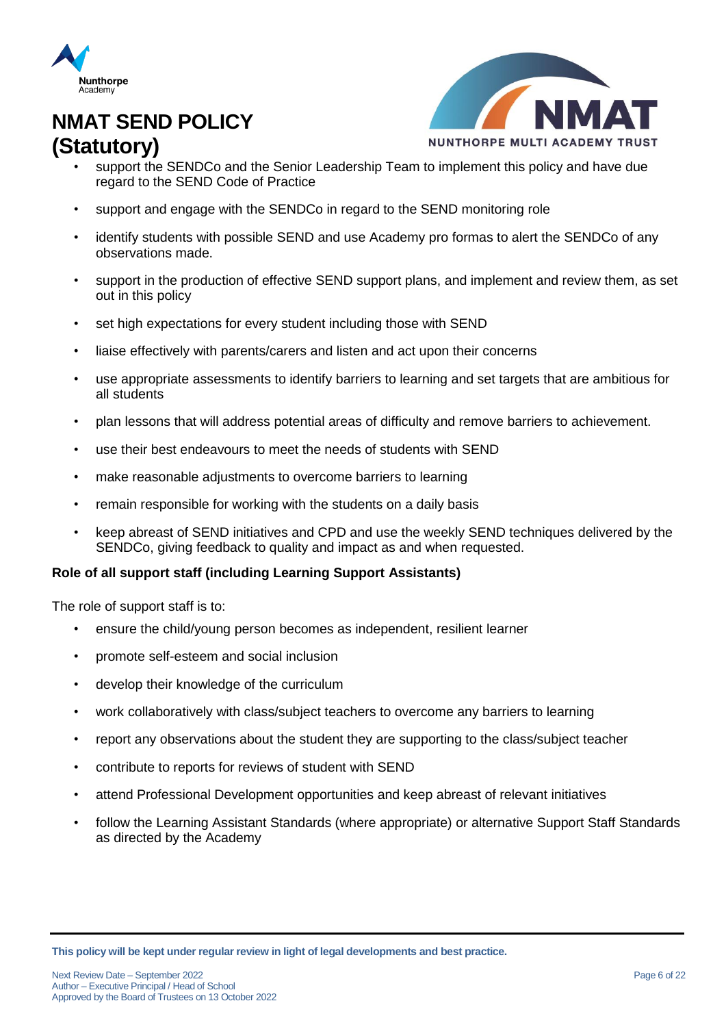- support the SENDCo and the Senior Leadership Team to implement this policy and have due regard to the SEND Code of Practice
- support and engage with the SENDCo in regard to the SEND monitoring role
- identify students with possible SEND and use Academy pro formas to alert the SENDCo of any observations made.
- support in the production of effective SEND support plans, and implement and review them, as set out in this policy
- set high expectations for every student including those with SEND
- liaise effectively with parents/carers and listen and act upon their concerns
- use appropriate assessments to identify barriers to learning and set targets that are ambitious for all students
- plan lessons that will address potential areas of difficulty and remove barriers to achievement.
- use their best endeavours to meet the needs of students with SEND
- make reasonable adjustments to overcome barriers to learning
- remain responsible for working with the students on a daily basis
- keep abreast of SEND initiatives and CPD and use the weekly SEND techniques delivered by the SENDCo, giving feedback to quality and impact as and when requested.

**Role of all support staff (including Learning Support Assistants)**

The role of support staff is to:

- ensure the child/young person becomes as independent, resilient learner
- promote self-esteem and social inclusion
- develop their knowledge of the curriculum
- work collaboratively with class/subject teachers to overcome any barriers to learning
- report any observations about the student they are supporting to the class/subject teacher
- contribute to reports for reviews of student with SEND
- attend Professional Development opportunities and keep abreast of relevant initiatives
- follow the Learning Assistant Standards (where appropriate) or alternative Support Staff Standards as directed by the Academy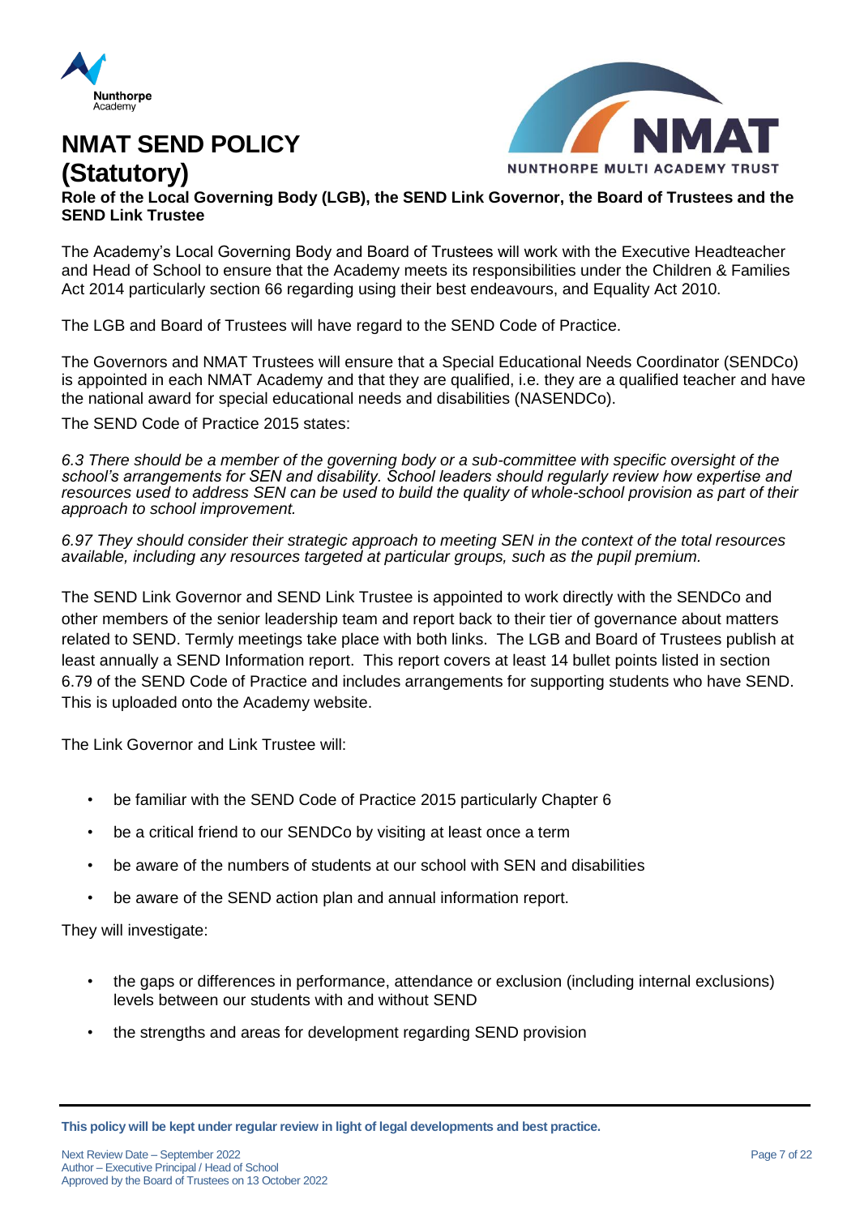**Role of the Local Governing Body (LGB), the SEND Link Governor, the Board of Trustees and the SEND Link Trustee**

The Academy's Local Governing Body and Board of Trustees will work with the Executive Headteacher and Head of School to ensure that the Academy meets its responsibilities under the Children & Families Act 2014 particularly section 66 regarding using their best endeavours, and Equality Act 2010.

The LGB and Board of Trustees will have regard to the SEND Code of Practice.

The Governors and NMAT Trustees will ensure that a Special Educational Needs Coordinator (SENDCo) is appointed in each NMAT Academy and that they are qualified, i.e. they are a qualified teacher and have the national award for special educational needs and disabilities (NASENDCo).

The SEND Code of Practice 2015 states:

*6.3 There should be a member of the governing body or a sub-committee with specific oversight of the school's arrangements for SEN and disability. School leaders should regularly review how expertise and resources used to address SEN can be used to build the quality of whole-school provision as part of their approach to school improvement.*

*6.97 They should consider their strategic approach to meeting SEN in the context of the total resources available, including any resources targeted at particular groups, such as the pupil premium.*

The SEND Link Governor and SEND Link Trustee is appointed to work directly with the SENDCo and other members of the senior leadership team and report back to their tier of governance about matters related to SEND. Termly meetings take place with both links. The LGB and Board of Trustees publish at least annually a SEND Information report. This report covers at least 14 bullet points listed in section 6.79 of the SEND Code of Practice and includes arrangements for supporting students who have SEND. This is uploaded onto the Academy website.

The Link Governor and Link Trustee will:

- be familiar with the SEND Code of Practice 2015 particularly Chapter 6
- be a critical friend to our SENDCo by visiting at least once a term
- be aware of the numbers of students at our school with SEN and disabilities
- be aware of the SEND action plan and annual information report.

They will investigate:

- the gaps or differences in performance, attendance or exclusion (including internal exclusions) levels between our students with and without SEND
- the strengths and areas for development regarding SEND provision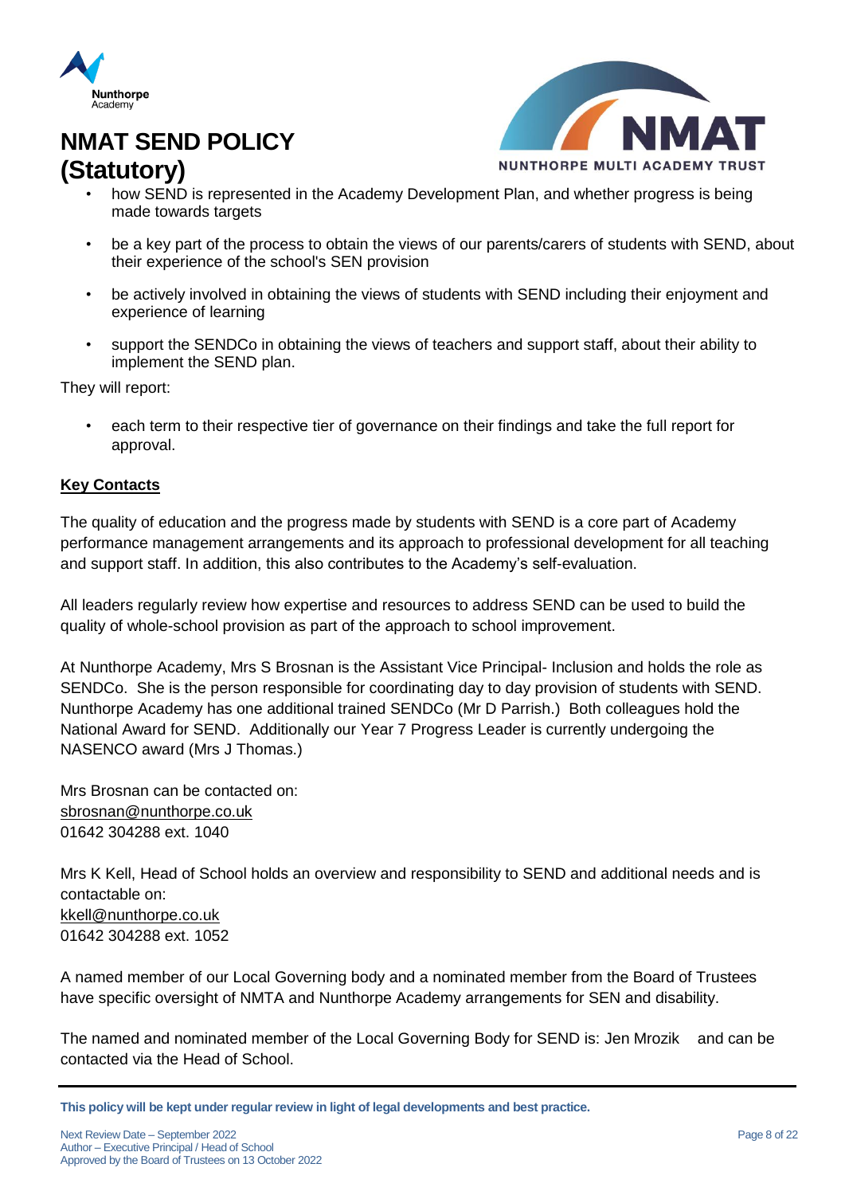- how SEND is represented in the Academy Development Plan, and whether progress is being made towards targets
- be a key part of the process to obtain the views of our parents/carers of students with SEND, about their experience of the school's SEN provision
- be actively involved in obtaining the views of students with SEND including their enjoyment and experience of learning
- support the SENDCo in obtaining the views of teachers and support staff, about their ability to implement the SEND plan.

They will report:

- each term to their respective tier of governance on their findings and take the full report for approval.

**Key Contacts**

The quality of education and the progress made by students with SEND is a core part of Academy performance management arrangements and its approach to professional development for all teaching and support staff. In addition, this also contributes to the Academy's self-evaluation.

All leaders regularly review how expertise and resources to address SEND can be used to build the quality of whole-school provision as part of the approach to school improvement.

At Nunthorpe Academy, Mrs S Brosnan is the Assistant Vice Principal- Inclusion and holds the role as SENDCo. She is the person responsible for coordinating day to day provision of students with SEND. Nunthorpe Academy has one additional trained SENDCo (Mr D Parrish.) Both colleagues hold the National Award for SEND. Additionally our Year 7 Progress Leader is currently undergoing the NASENCO award (Mrs J Thomas.)

Mrs Brosnan can be contacted on:
sbrosnan@nunthorpe.co.uk
01642 304288 ext. 1040

Mrs K Kell, Head of School holds an overview and responsibility to SEND and additional needs and is contactable on:
kkell@nunthorpe.co.uk
01642 304288 ext. 1052

A named member of our Local Governing body and a nominated member from the Board of Trustees have specific oversight of NMTA and Nunthorpe Academy arrangements for SEN and disability.

The named and nominated member of the Local Governing Body for SEND is: Jen Mrozik and can be contacted via the Head of School.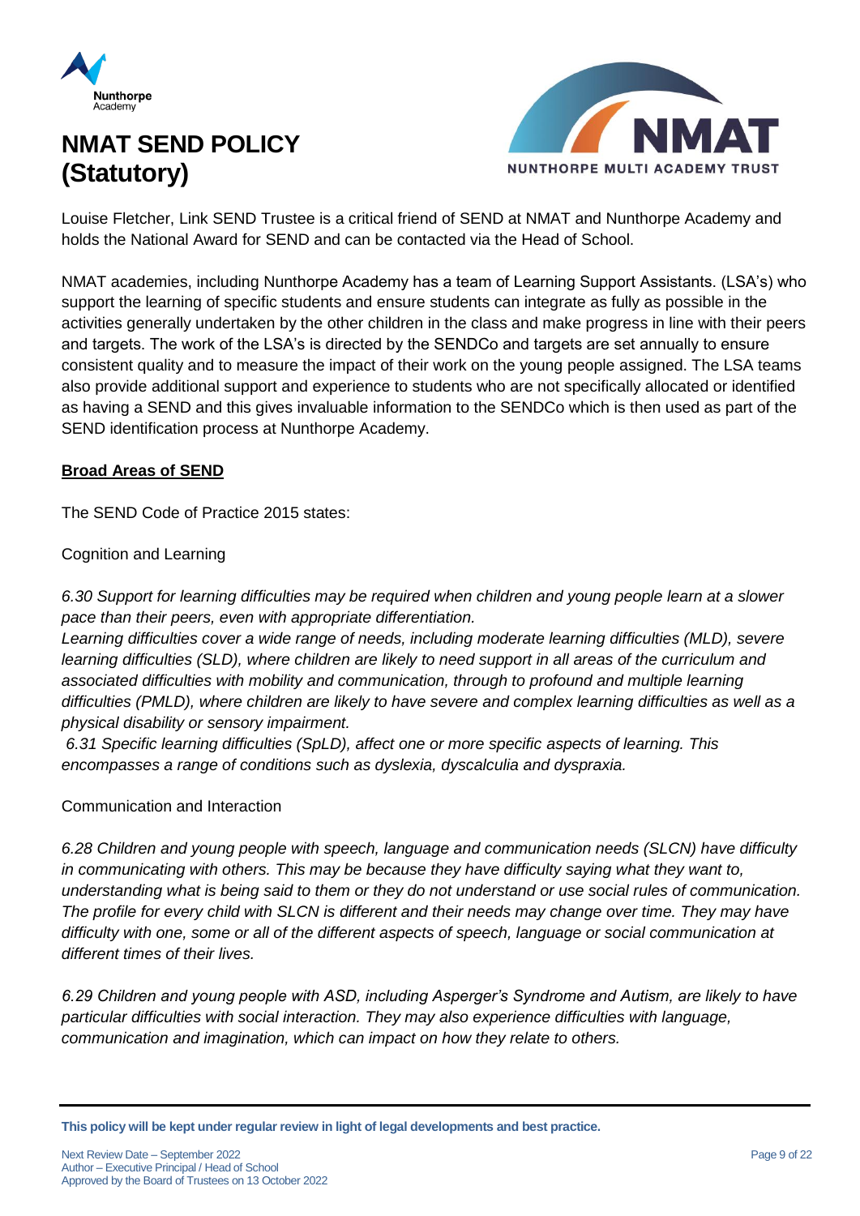Louise Fletcher, Link SEND Trustee is a critical friend of SEND at NMAT and Nunthorpe Academy and holds the National Award for SEND and can be contacted via the Head of School.

NMAT academies, including Nunthorpe Academy has a team of Learning Support Assistants. (LSA's) who support the learning of specific students and ensure students can integrate as fully as possible in the activities generally undertaken by the other children in the class and make progress in line with their peers and targets. The work of the LSA's is directed by the SENDCo and targets are set annually to ensure consistent quality and to measure the impact of their work on the young people assigned. The LSA teams also provide additional support and experience to students who are not specifically allocated or identified as having a SEND and this gives invaluable information to the SENDCo which is then used as part of the SEND identification process at Nunthorpe Academy.

**Broad Areas of SEND**

The SEND Code of Practice 2015 states:

Cognition and Learning

*6.30 Support for learning difficulties may be required when children and young people learn at a slower pace than their peers, even with appropriate differentiation.*
*Learning difficulties cover a wide range of needs, including moderate learning difficulties (MLD), severe learning difficulties (SLD), where children are likely to need support in all areas of the curriculum and associated difficulties with mobility and communication, through to profound and multiple learning difficulties (PMLD), where children are likely to have severe and complex learning difficulties as well as a physical disability or sensory impairment.*
*6.31 Specific learning difficulties (SpLD), affect one or more specific aspects of learning. This encompasses a range of conditions such as dyslexia, dyscalculia and dyspraxia.*

Communication and Interaction

*6.28 Children and young people with speech, language and communication needs (SLCN) have difficulty in communicating with others. This may be because they have difficulty saying what they want to, understanding what is being said to them or they do not understand or use social rules of communication. The profile for every child with SLCN is different and their needs may change over time. They may have difficulty with one, some or all of the different aspects of speech, language or social communication at different times of their lives.*

*6.29 Children and young people with ASD, including Asperger's Syndrome and Autism, are likely to have particular difficulties with social interaction. They may also experience difficulties with language, communication and imagination, which can impact on how they relate to others.*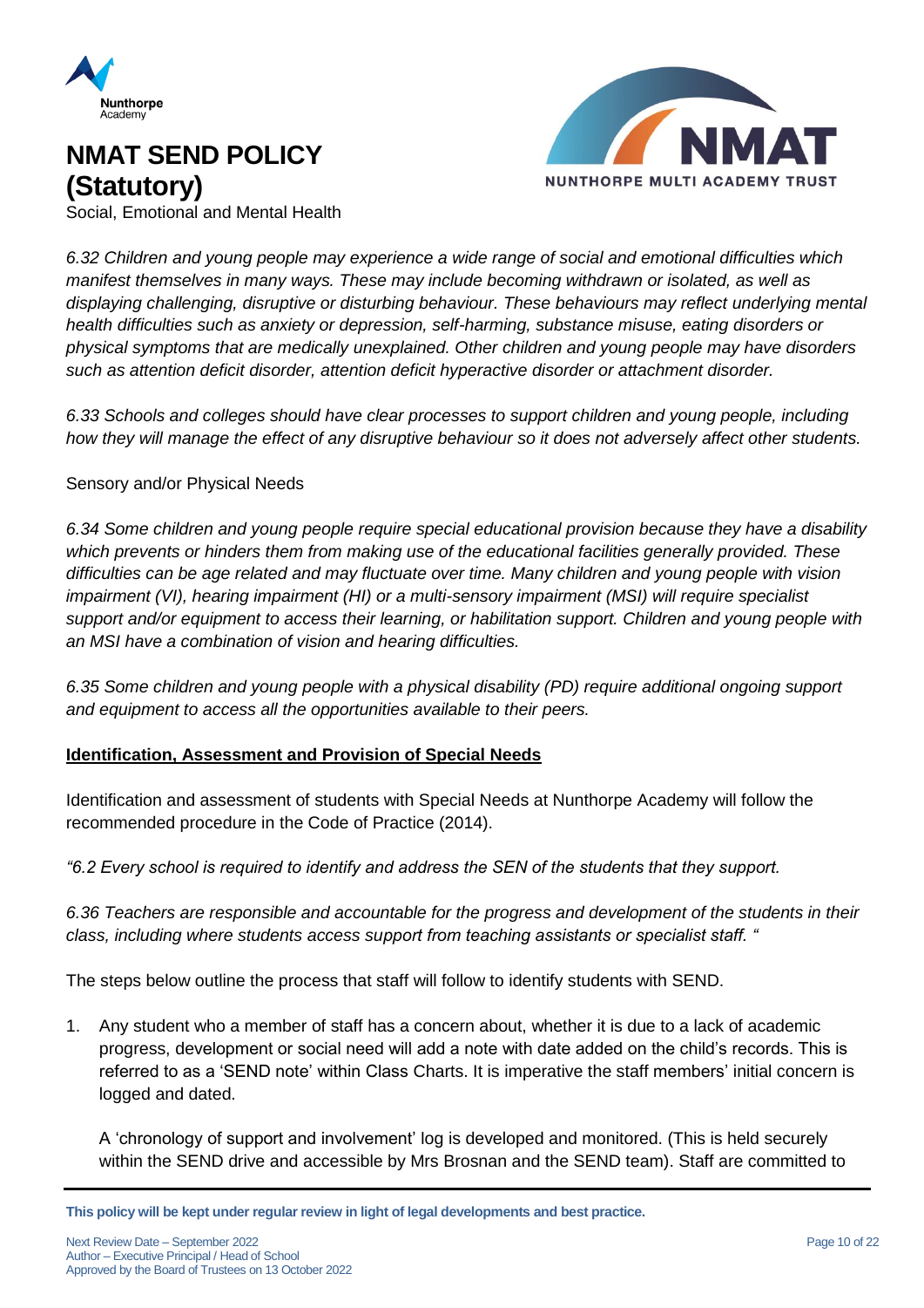Social, Emotional and Mental Health

*6.32 Children and young people may experience a wide range of social and emotional difficulties which manifest themselves in many ways. These may include becoming withdrawn or isolated, as well as displaying challenging, disruptive or disturbing behaviour. These behaviours may reflect underlying mental health difficulties such as anxiety or depression, self-harming, substance misuse, eating disorders or physical symptoms that are medically unexplained. Other children and young people may have disorders such as attention deficit disorder, attention deficit hyperactive disorder or attachment disorder.*

*6.33 Schools and colleges should have clear processes to support children and young people, including how they will manage the effect of any disruptive behaviour so it does not adversely affect other students.*

Sensory and/or Physical Needs

*6.34 Some children and young people require special educational provision because they have a disability which prevents or hinders them from making use of the educational facilities generally provided. These difficulties can be age related and may fluctuate over time. Many children and young people with vision impairment (VI), hearing impairment (HI) or a multi-sensory impairment (MSI) will require specialist support and/or equipment to access their learning, or habilitation support. Children and young people with an MSI have a combination of vision and hearing difficulties.*

*6.35 Some children and young people with a physical disability (PD) require additional ongoing support and equipment to access all the opportunities available to their peers.*

**Identification, Assessment and Provision of Special Needs**

Identification and assessment of students with Special Needs at Nunthorpe Academy will follow the recommended procedure in the Code of Practice (2014).

*"6.2 Every school is required to identify and address the SEN of the students that they support.*

*6.36 Teachers are responsible and accountable for the progress and development of the students in their class, including where students access support from teaching assistants or specialist staff. "*

The steps below outline the process that staff will follow to identify students with SEND.

1. Any student who a member of staff has a concern about, whether it is due to a lack of academic progress, development or social need will add a note with date added on the child's records. This is referred to as a 'SEND note' within Class Charts. It is imperative the staff members' initial concern is logged and dated.

   A 'chronology of support and involvement' log is developed and monitored. (This is held securely within the SEND drive and accessible by Mrs Brosnan and the SEND team). Staff are committed to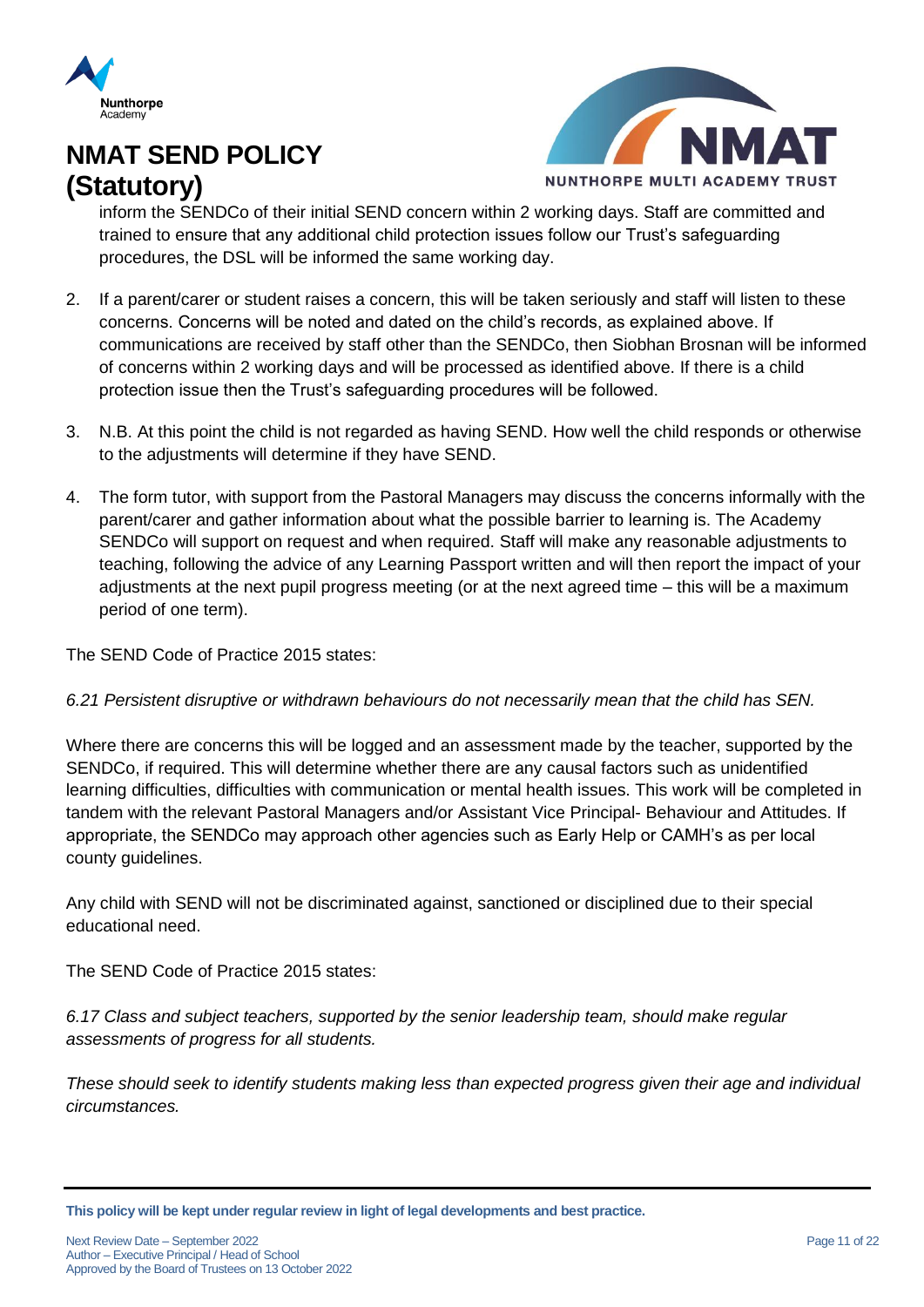inform the SENDCo of their initial SEND concern within 2 working days. Staff are committed and trained to ensure that any additional child protection issues follow our Trust's safeguarding procedures, the DSL will be informed the same working day.

2. If a parent/carer or student raises a concern, this will be taken seriously and staff will listen to these concerns. Concerns will be noted and dated on the child's records, as explained above. If communications are received by staff other than the SENDCo, then Siobhan Brosnan will be informed of concerns within 2 working days and will be processed as identified above. If there is a child protection issue then the Trust's safeguarding procedures will be followed.

3. N.B. At this point the child is not regarded as having SEND. How well the child responds or otherwise to the adjustments will determine if they have SEND.

4. The form tutor, with support from the Pastoral Managers may discuss the concerns informally with the parent/carer and gather information about what the possible barrier to learning is. The Academy SENDCo will support on request and when required. Staff will make any reasonable adjustments to teaching, following the advice of any Learning Passport written and will then report the impact of your adjustments at the next pupil progress meeting (or at the next agreed time – this will be a maximum period of one term).

The SEND Code of Practice 2015 states:

*6.21 Persistent disruptive or withdrawn behaviours do not necessarily mean that the child has SEN.*

Where there are concerns this will be logged and an assessment made by the teacher, supported by the SENDCo, if required. This will determine whether there are any causal factors such as unidentified learning difficulties, difficulties with communication or mental health issues. This work will be completed in tandem with the relevant Pastoral Managers and/or Assistant Vice Principal- Behaviour and Attitudes. If appropriate, the SENDCo may approach other agencies such as Early Help or CAMH's as per local county guidelines.

Any child with SEND will not be discriminated against, sanctioned or disciplined due to their special educational need.

The SEND Code of Practice 2015 states:

*6.17 Class and subject teachers, supported by the senior leadership team, should make regular assessments of progress for all students.*

*These should seek to identify students making less than expected progress given their age and individual circumstances.*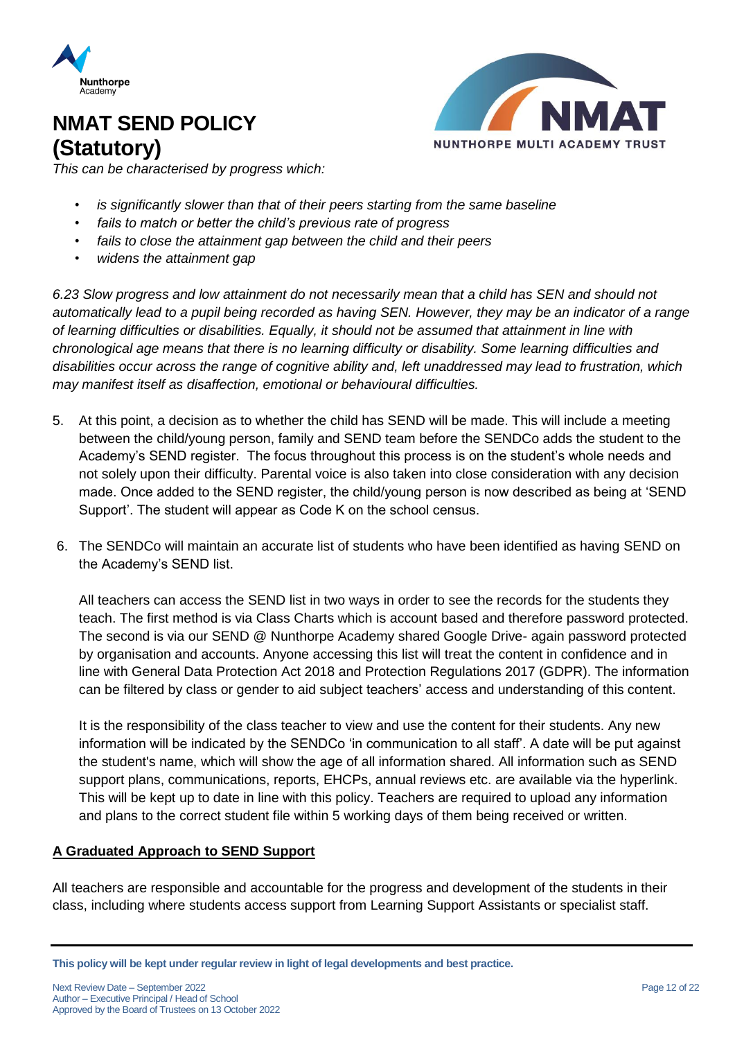*This can be characterised by progress which:*

- *is significantly slower than that of their peers starting from the same baseline*
- *fails to match or better the child's previous rate of progress*
- *fails to close the attainment gap between the child and their peers*
- *widens the attainment gap*

*6.23 Slow progress and low attainment do not necessarily mean that a child has SEN and should not automatically lead to a pupil being recorded as having SEN. However, they may be an indicator of a range of learning difficulties or disabilities. Equally, it should not be assumed that attainment in line with chronological age means that there is no learning difficulty or disability. Some learning difficulties and disabilities occur across the range of cognitive ability and, left unaddressed may lead to frustration, which may manifest itself as disaffection, emotional or behavioural difficulties.*

5. At this point, a decision as to whether the child has SEND will be made. This will include a meeting between the child/young person, family and SEND team before the SENDCo adds the student to the Academy's SEND register. The focus throughout this process is on the student's whole needs and not solely upon their difficulty. Parental voice is also taken into close consideration with any decision made. Once added to the SEND register, the child/young person is now described as being at 'SEND Support'. The student will appear as Code K on the school census.

6. The SENDCo will maintain an accurate list of students who have been identified as having SEND on the Academy's SEND list.

   All teachers can access the SEND list in two ways in order to see the records for the students they teach. The first method is via Class Charts which is account based and therefore password protected. The second is via our SEND @ Nunthorpe Academy shared Google Drive- again password protected by organisation and accounts. Anyone accessing this list will treat the content in confidence and in line with General Data Protection Act 2018 and Protection Regulations 2017 (GDPR). The information can be filtered by class or gender to aid subject teachers' access and understanding of this content.

   It is the responsibility of the class teacher to view and use the content for their students. Any new information will be indicated by the SENDCo 'in communication to all staff'. A date will be put against the student's name, which will show the age of all information shared. All information such as SEND support plans, communications, reports, EHCPs, annual reviews etc. are available via the hyperlink. This will be kept up to date in line with this policy. Teachers are required to upload any information and plans to the correct student file within 5 working days of them being received or written.

## A Graduated Approach to SEND Support

All teachers are responsible and accountable for the progress and development of the students in their class, including where students access support from Learning Support Assistants or specialist staff.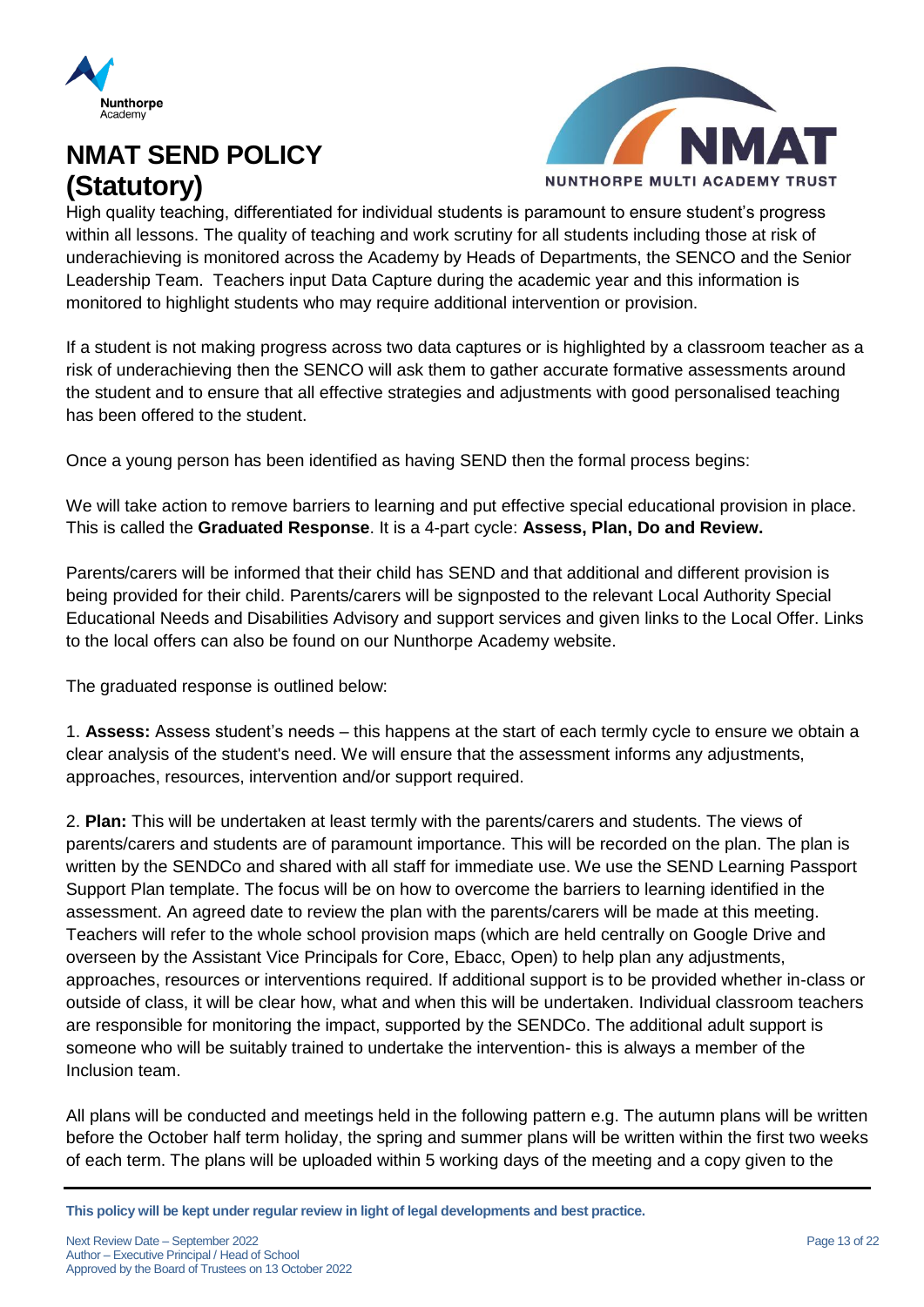# NMAT SEND POLICY (Statutory)

High quality teaching, differentiated for individual students is paramount to ensure student's progress within all lessons. The quality of teaching and work scrutiny for all students including those at risk of underachieving is monitored across the Academy by Heads of Departments, the SENCO and the Senior Leadership Team. Teachers input Data Capture during the academic year and this information is monitored to highlight students who may require additional intervention or provision.

If a student is not making progress across two data captures or is highlighted by a classroom teacher as a risk of underachieving then the SENCO will ask them to gather accurate formative assessments around the student and to ensure that all effective strategies and adjustments with good personalised teaching has been offered to the student.

Once a young person has been identified as having SEND then the formal process begins:

We will take action to remove barriers to learning and put effective special educational provision in place. This is called the **Graduated Response**. It is a 4-part cycle: **Assess, Plan, Do and Review.**

Parents/carers will be informed that their child has SEND and that additional and different provision is being provided for their child. Parents/carers will be signposted to the relevant Local Authority Special Educational Needs and Disabilities Advisory and support services and given links to the Local Offer. Links to the local offers can also be found on our Nunthorpe Academy website.

The graduated response is outlined below:

1. **Assess:** Assess student's needs – this happens at the start of each termly cycle to ensure we obtain a clear analysis of the student's need. We will ensure that the assessment informs any adjustments, approaches, resources, intervention and/or support required.

2. **Plan:** This will be undertaken at least termly with the parents/carers and students. The views of parents/carers and students are of paramount importance. This will be recorded on the plan. The plan is written by the SENDCo and shared with all staff for immediate use. We use the SEND Learning Passport Support Plan template. The focus will be on how to overcome the barriers to learning identified in the assessment. An agreed date to review the plan with the parents/carers will be made at this meeting. Teachers will refer to the whole school provision maps (which are held centrally on Google Drive and overseen by the Assistant Vice Principals for Core, Ebacc, Open) to help plan any adjustments, approaches, resources or interventions required. If additional support is to be provided whether in-class or outside of class, it will be clear how, what and when this will be undertaken. Individual classroom teachers are responsible for monitoring the impact, supported by the SENDCo. The additional adult support is someone who will be suitably trained to undertake the intervention- this is always a member of the Inclusion team.

All plans will be conducted and meetings held in the following pattern e.g. The autumn plans will be written before the October half term holiday, the spring and summer plans will be written within the first two weeks of each term. The plans will be uploaded within 5 working days of the meeting and a copy given to the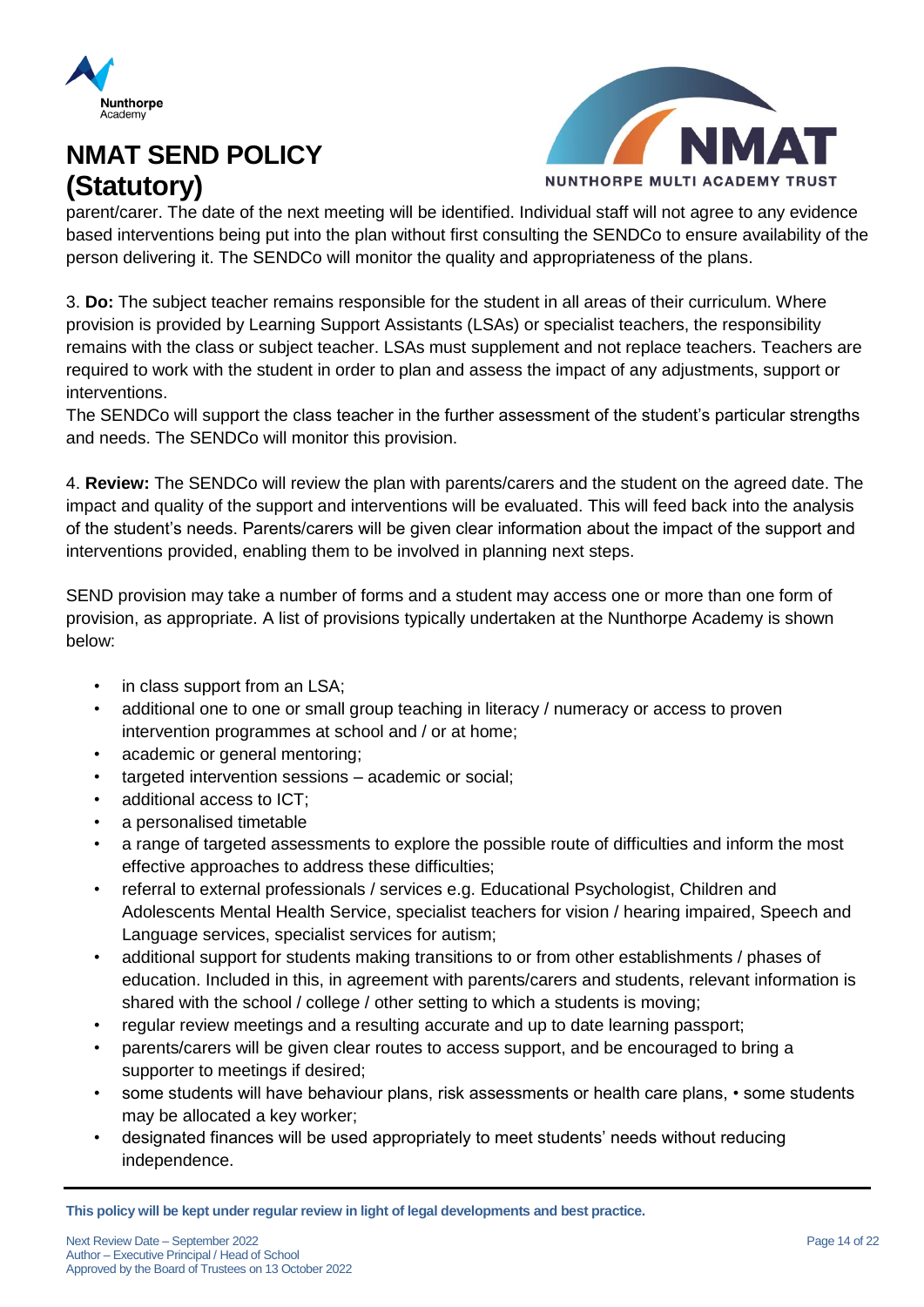parent/carer. The date of the next meeting will be identified. Individual staff will not agree to any evidence based interventions being put into the plan without first consulting the SENDCo to ensure availability of the person delivering it. The SENDCo will monitor the quality and appropriateness of the plans.

3. **Do:** The subject teacher remains responsible for the student in all areas of their curriculum. Where provision is provided by Learning Support Assistants (LSAs) or specialist teachers, the responsibility remains with the class or subject teacher. LSAs must supplement and not replace teachers. Teachers are required to work with the student in order to plan and assess the impact of any adjustments, support or interventions.
The SENDCo will support the class teacher in the further assessment of the student's particular strengths and needs. The SENDCo will monitor this provision.

4. **Review:** The SENDCo will review the plan with parents/carers and the student on the agreed date. The impact and quality of the support and interventions will be evaluated. This will feed back into the analysis of the student's needs. Parents/carers will be given clear information about the impact of the support and interventions provided, enabling them to be involved in planning next steps.

SEND provision may take a number of forms and a student may access one or more than one form of provision, as appropriate. A list of provisions typically undertaken at the Nunthorpe Academy is shown below:

- in class support from an LSA;
- additional one to one or small group teaching in literacy / numeracy or access to proven intervention programmes at school and / or at home;
- academic or general mentoring;
- targeted intervention sessions – academic or social;
- additional access to ICT;
- a personalised timetable
- a range of targeted assessments to explore the possible route of difficulties and inform the most effective approaches to address these difficulties;
- referral to external professionals / services e.g. Educational Psychologist, Children and Adolescents Mental Health Service, specialist teachers for vision / hearing impaired, Speech and Language services, specialist services for autism;
- additional support for students making transitions to or from other establishments / phases of education. Included in this, in agreement with parents/carers and students, relevant information is shared with the school / college / other setting to which a students is moving;
- regular review meetings and a resulting accurate and up to date learning passport;
- parents/carers will be given clear routes to access support, and be encouraged to bring a supporter to meetings if desired;
- some students will have behaviour plans, risk assessments or health care plans, • some students may be allocated a key worker;
- designated finances will be used appropriately to meet students' needs without reducing independence.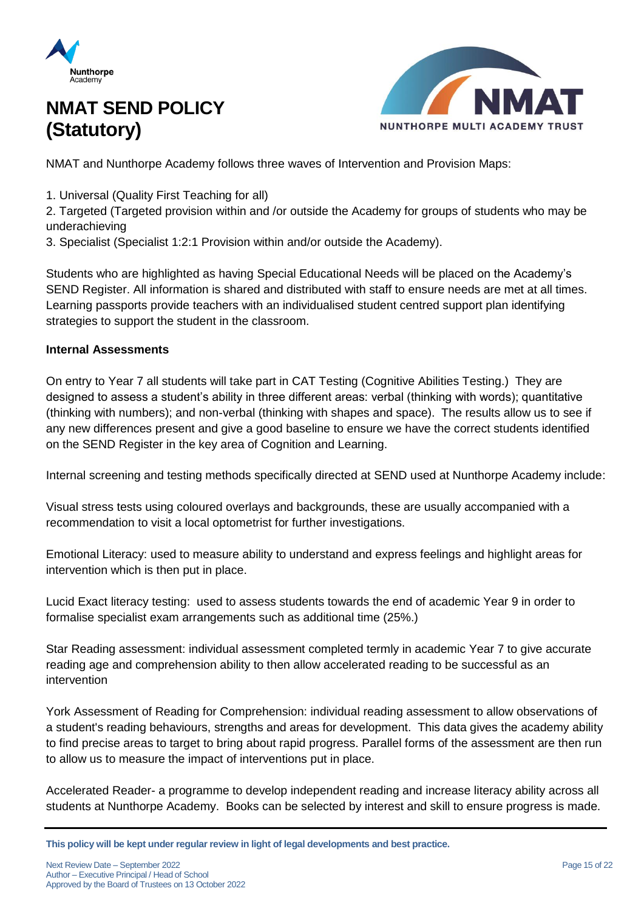NMAT and Nunthorpe Academy follows three waves of Intervention and Provision Maps:

1. Universal (Quality First Teaching for all)
2. Targeted (Targeted provision within and /or outside the Academy for groups of students who may be underachieving
3. Specialist (Specialist 1:2:1 Provision within and/or outside the Academy).

Students who are highlighted as having Special Educational Needs will be placed on the Academy's SEND Register. All information is shared and distributed with staff to ensure needs are met at all times. Learning passports provide teachers with an individualised student centred support plan identifying strategies to support the student in the classroom.

**Internal Assessments**

On entry to Year 7 all students will take part in CAT Testing (Cognitive Abilities Testing.) They are designed to assess a student's ability in three different areas: verbal (thinking with words); quantitative (thinking with numbers); and non-verbal (thinking with shapes and space). The results allow us to see if any new differences present and give a good baseline to ensure we have the correct students identified on the SEND Register in the key area of Cognition and Learning.

Internal screening and testing methods specifically directed at SEND used at Nunthorpe Academy include:

Visual stress tests using coloured overlays and backgrounds, these are usually accompanied with a recommendation to visit a local optometrist for further investigations.

Emotional Literacy: used to measure ability to understand and express feelings and highlight areas for intervention which is then put in place.

Lucid Exact literacy testing: used to assess students towards the end of academic Year 9 in order to formalise specialist exam arrangements such as additional time (25%.)

Star Reading assessment: individual assessment completed termly in academic Year 7 to give accurate reading age and comprehension ability to then allow accelerated reading to be successful as an intervention

York Assessment of Reading for Comprehension: individual reading assessment to allow observations of a student's reading behaviours, strengths and areas for development. This data gives the academy ability to find precise areas to target to bring about rapid progress. Parallel forms of the assessment are then run to allow us to measure the impact of interventions put in place.

Accelerated Reader- a programme to develop independent reading and increase literacy ability across all students at Nunthorpe Academy. Books can be selected by interest and skill to ensure progress is made.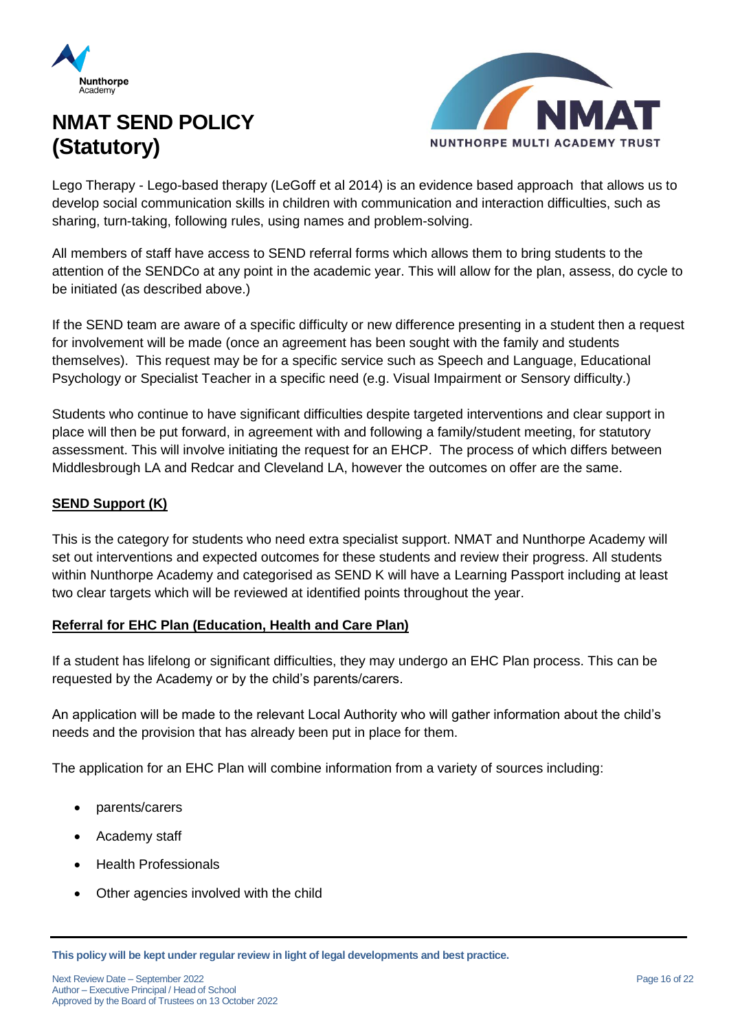Lego Therapy - Lego-based therapy (LeGoff et al 2014) is an evidence based approach that allows us to develop social communication skills in children with communication and interaction difficulties, such as sharing, turn-taking, following rules, using names and problem-solving.

All members of staff have access to SEND referral forms which allows them to bring students to the attention of the SENDCo at any point in the academic year. This will allow for the plan, assess, do cycle to be initiated (as described above.)

If the SEND team are aware of a specific difficulty or new difference presenting in a student then a request for involvement will be made (once an agreement has been sought with the family and students themselves). This request may be for a specific service such as Speech and Language, Educational Psychology or Specialist Teacher in a specific need (e.g. Visual Impairment or Sensory difficulty.)

Students who continue to have significant difficulties despite targeted interventions and clear support in place will then be put forward, in agreement with and following a family/student meeting, for statutory assessment. This will involve initiating the request for an EHCP. The process of which differs between Middlesbrough LA and Redcar and Cleveland LA, however the outcomes on offer are the same.

**SEND Support (K)**

This is the category for students who need extra specialist support. NMAT and Nunthorpe Academy will set out interventions and expected outcomes for these students and review their progress. All students within Nunthorpe Academy and categorised as SEND K will have a Learning Passport including at least two clear targets which will be reviewed at identified points throughout the year.

**Referral for EHC Plan (Education, Health and Care Plan)**

If a student has lifelong or significant difficulties, they may undergo an EHC Plan process. This can be requested by the Academy or by the child's parents/carers.

An application will be made to the relevant Local Authority who will gather information about the child's needs and the provision that has already been put in place for them.

The application for an EHC Plan will combine information from a variety of sources including:

- parents/carers
- Academy staff
- Health Professionals
- Other agencies involved with the child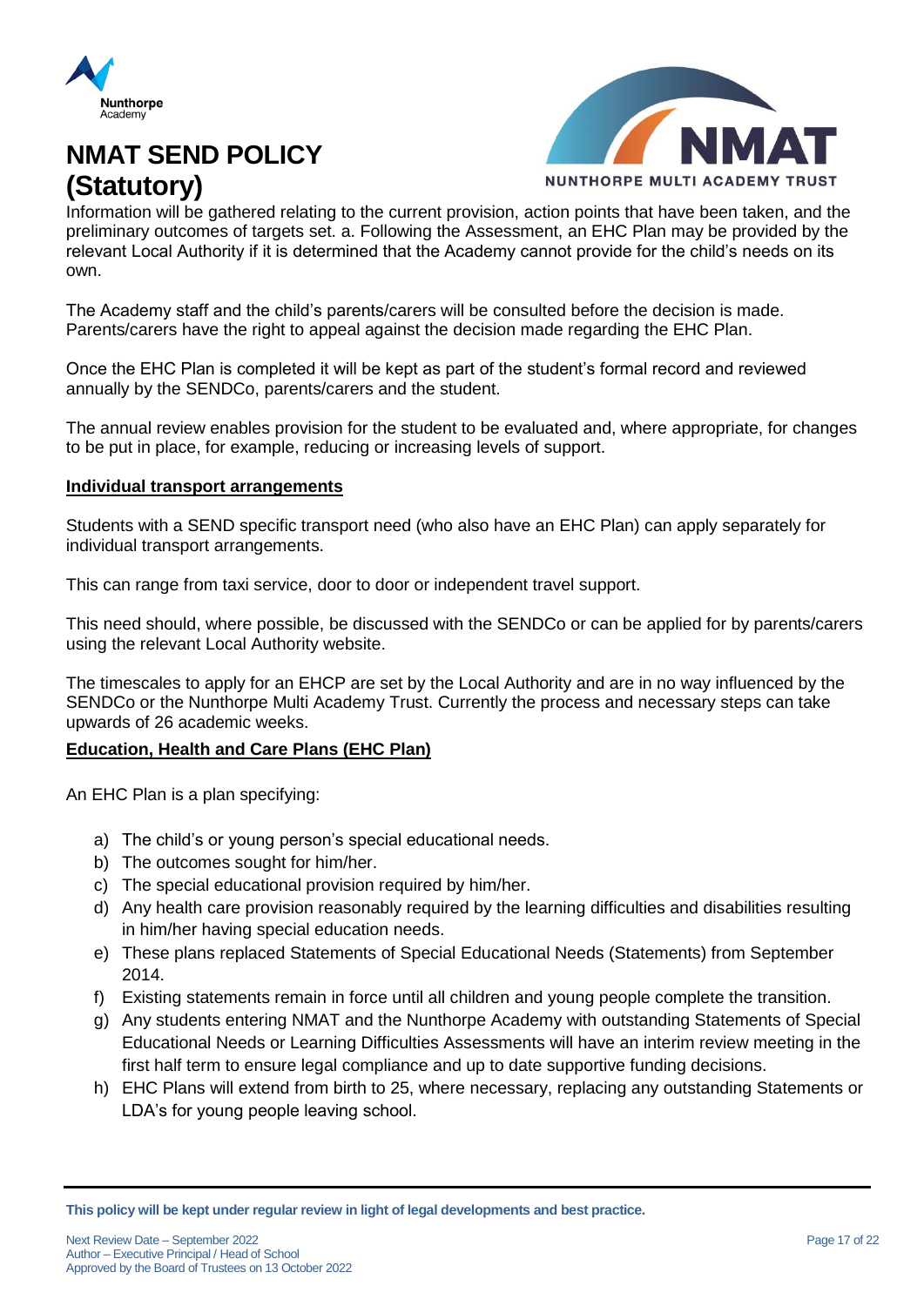Information will be gathered relating to the current provision, action points that have been taken, and the preliminary outcomes of targets set. a. Following the Assessment, an EHC Plan may be provided by the relevant Local Authority if it is determined that the Academy cannot provide for the child's needs on its own.

The Academy staff and the child's parents/carers will be consulted before the decision is made. Parents/carers have the right to appeal against the decision made regarding the EHC Plan.

Once the EHC Plan is completed it will be kept as part of the student's formal record and reviewed annually by the SENDCo, parents/carers and the student.

The annual review enables provision for the student to be evaluated and, where appropriate, for changes to be put in place, for example, reducing or increasing levels of support.

**Individual transport arrangements**

Students with a SEND specific transport need (who also have an EHC Plan) can apply separately for individual transport arrangements.

This can range from taxi service, door to door or independent travel support.

This need should, where possible, be discussed with the SENDCo or can be applied for by parents/carers using the relevant Local Authority website.

The timescales to apply for an EHCP are set by the Local Authority and are in no way influenced by the SENDCo or the Nunthorpe Multi Academy Trust. Currently the process and necessary steps can take upwards of 26 academic weeks.

**Education, Health and Care Plans (EHC Plan)**

An EHC Plan is a plan specifying:

a) The child's or young person's special educational needs.
b) The outcomes sought for him/her.
c) The special educational provision required by him/her.
d) Any health care provision reasonably required by the learning difficulties and disabilities resulting in him/her having special education needs.
e) These plans replaced Statements of Special Educational Needs (Statements) from September 2014.
f) Existing statements remain in force until all children and young people complete the transition.
g) Any students entering NMAT and the Nunthorpe Academy with outstanding Statements of Special Educational Needs or Learning Difficulties Assessments will have an interim review meeting in the first half term to ensure legal compliance and up to date supportive funding decisions.
h) EHC Plans will extend from birth to 25, where necessary, replacing any outstanding Statements or LDA's for young people leaving school.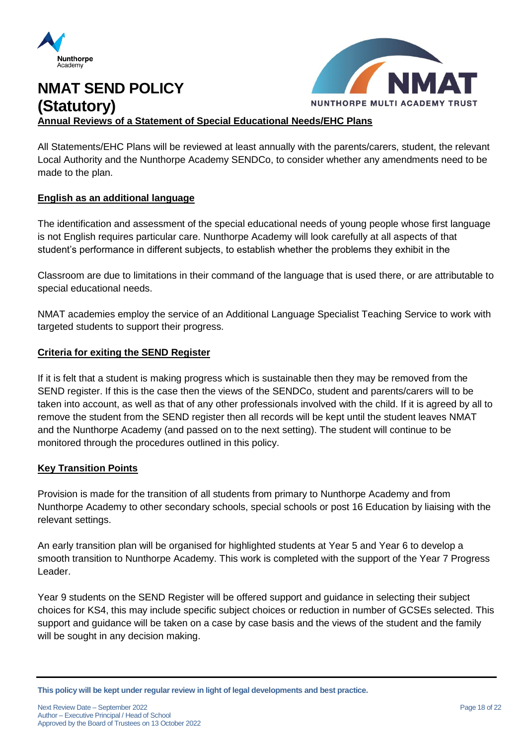## Annual Reviews of a Statement of Special Educational Needs/EHC Plans

All Statements/EHC Plans will be reviewed at least annually with the parents/carers, student, the relevant Local Authority and the Nunthorpe Academy SENDCo, to consider whether any amendments need to be made to the plan.

## English as an additional language

The identification and assessment of the special educational needs of young people whose first language is not English requires particular care. Nunthorpe Academy will look carefully at all aspects of that student's performance in different subjects, to establish whether the problems they exhibit in the

Classroom are due to limitations in their command of the language that is used there, or are attributable to special educational needs.

NMAT academies employ the service of an Additional Language Specialist Teaching Service to work with targeted students to support their progress.

## Criteria for exiting the SEND Register

If it is felt that a student is making progress which is sustainable then they may be removed from the SEND register. If this is the case then the views of the SENDCo, student and parents/carers will to be taken into account, as well as that of any other professionals involved with the child. If it is agreed by all to remove the student from the SEND register then all records will be kept until the student leaves NMAT and the Nunthorpe Academy (and passed on to the next setting). The student will continue to be monitored through the procedures outlined in this policy.

## Key Transition Points

Provision is made for the transition of all students from primary to Nunthorpe Academy and from Nunthorpe Academy to other secondary schools, special schools or post 16 Education by liaising with the relevant settings.

An early transition plan will be organised for highlighted students at Year 5 and Year 6 to develop a smooth transition to Nunthorpe Academy. This work is completed with the support of the Year 7 Progress Leader.

Year 9 students on the SEND Register will be offered support and guidance in selecting their subject choices for KS4, this may include specific subject choices or reduction in number of GCSEs selected. This support and guidance will be taken on a case by case basis and the views of the student and the family will be sought in any decision making.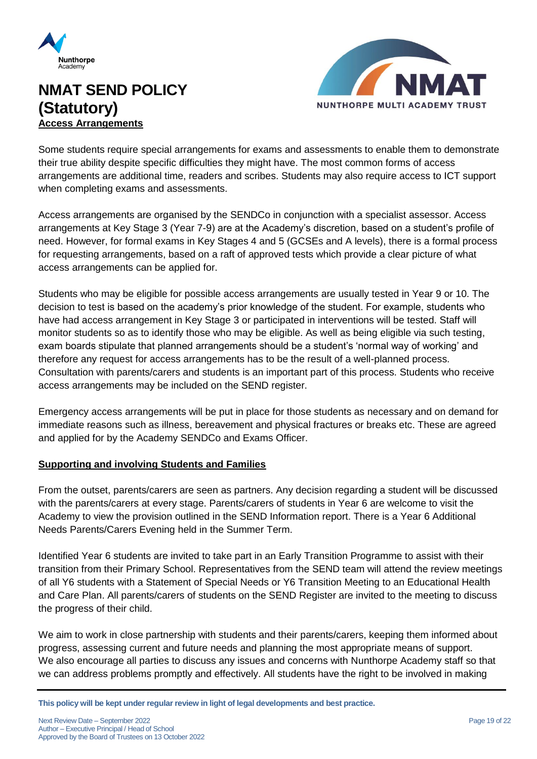## Access Arrangements

Some students require special arrangements for exams and assessments to enable them to demonstrate their true ability despite specific difficulties they might have. The most common forms of access arrangements are additional time, readers and scribes. Students may also require access to ICT support when completing exams and assessments.

Access arrangements are organised by the SENDCo in conjunction with a specialist assessor. Access arrangements at Key Stage 3 (Year 7-9) are at the Academy's discretion, based on a student's profile of need. However, for formal exams in Key Stages 4 and 5 (GCSEs and A levels), there is a formal process for requesting arrangements, based on a raft of approved tests which provide a clear picture of what access arrangements can be applied for.

Students who may be eligible for possible access arrangements are usually tested in Year 9 or 10. The decision to test is based on the academy's prior knowledge of the student. For example, students who have had access arrangement in Key Stage 3 or participated in interventions will be tested. Staff will monitor students so as to identify those who may be eligible. As well as being eligible via such testing, exam boards stipulate that planned arrangements should be a student's 'normal way of working' and therefore any request for access arrangements has to be the result of a well-planned process. Consultation with parents/carers and students is an important part of this process. Students who receive access arrangements may be included on the SEND register.

Emergency access arrangements will be put in place for those students as necessary and on demand for immediate reasons such as illness, bereavement and physical fractures or breaks etc. These are agreed and applied for by the Academy SENDCo and Exams Officer.

## Supporting and involving Students and Families

From the outset, parents/carers are seen as partners. Any decision regarding a student will be discussed with the parents/carers at every stage. Parents/carers of students in Year 6 are welcome to visit the Academy to view the provision outlined in the SEND Information report. There is a Year 6 Additional Needs Parents/Carers Evening held in the Summer Term.

Identified Year 6 students are invited to take part in an Early Transition Programme to assist with their transition from their Primary School. Representatives from the SEND team will attend the review meetings of all Y6 students with a Statement of Special Needs or Y6 Transition Meeting to an Educational Health and Care Plan. All parents/carers of students on the SEND Register are invited to the meeting to discuss the progress of their child.

We aim to work in close partnership with students and their parents/carers, keeping them informed about progress, assessing current and future needs and planning the most appropriate means of support. We also encourage all parties to discuss any issues and concerns with Nunthorpe Academy staff so that we can address problems promptly and effectively. All students have the right to be involved in making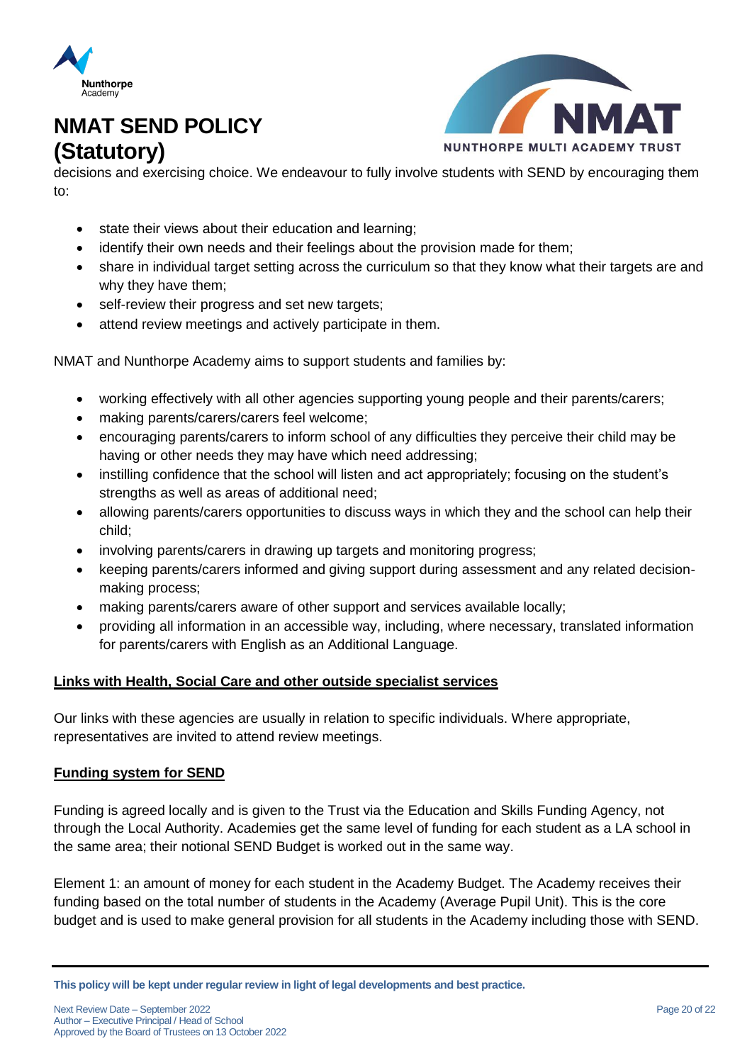decisions and exercising choice. We endeavour to fully involve students with SEND by encouraging them to:

- state their views about their education and learning;
- identify their own needs and their feelings about the provision made for them;
- share in individual target setting across the curriculum so that they know what their targets are and why they have them;
- self-review their progress and set new targets;
- attend review meetings and actively participate in them.

NMAT and Nunthorpe Academy aims to support students and families by:

- working effectively with all other agencies supporting young people and their parents/carers;
- making parents/carers/carers feel welcome;
- encouraging parents/carers to inform school of any difficulties they perceive their child may be having or other needs they may have which need addressing;
- instilling confidence that the school will listen and act appropriately; focusing on the student's strengths as well as areas of additional need;
- allowing parents/carers opportunities to discuss ways in which they and the school can help their child;
- involving parents/carers in drawing up targets and monitoring progress;
- keeping parents/carers informed and giving support during assessment and any related decision-making process;
- making parents/carers aware of other support and services available locally;
- providing all information in an accessible way, including, where necessary, translated information for parents/carers with English as an Additional Language.

**Links with Health, Social Care and other outside specialist services**

Our links with these agencies are usually in relation to specific individuals. Where appropriate, representatives are invited to attend review meetings.

**Funding system for SEND**

Funding is agreed locally and is given to the Trust via the Education and Skills Funding Agency, not through the Local Authority. Academies get the same level of funding for each student as a LA school in the same area; their notional SEND Budget is worked out in the same way.

Element 1: an amount of money for each student in the Academy Budget. The Academy receives their funding based on the total number of students in the Academy (Average Pupil Unit). This is the core budget and is used to make general provision for all students in the Academy including those with SEND.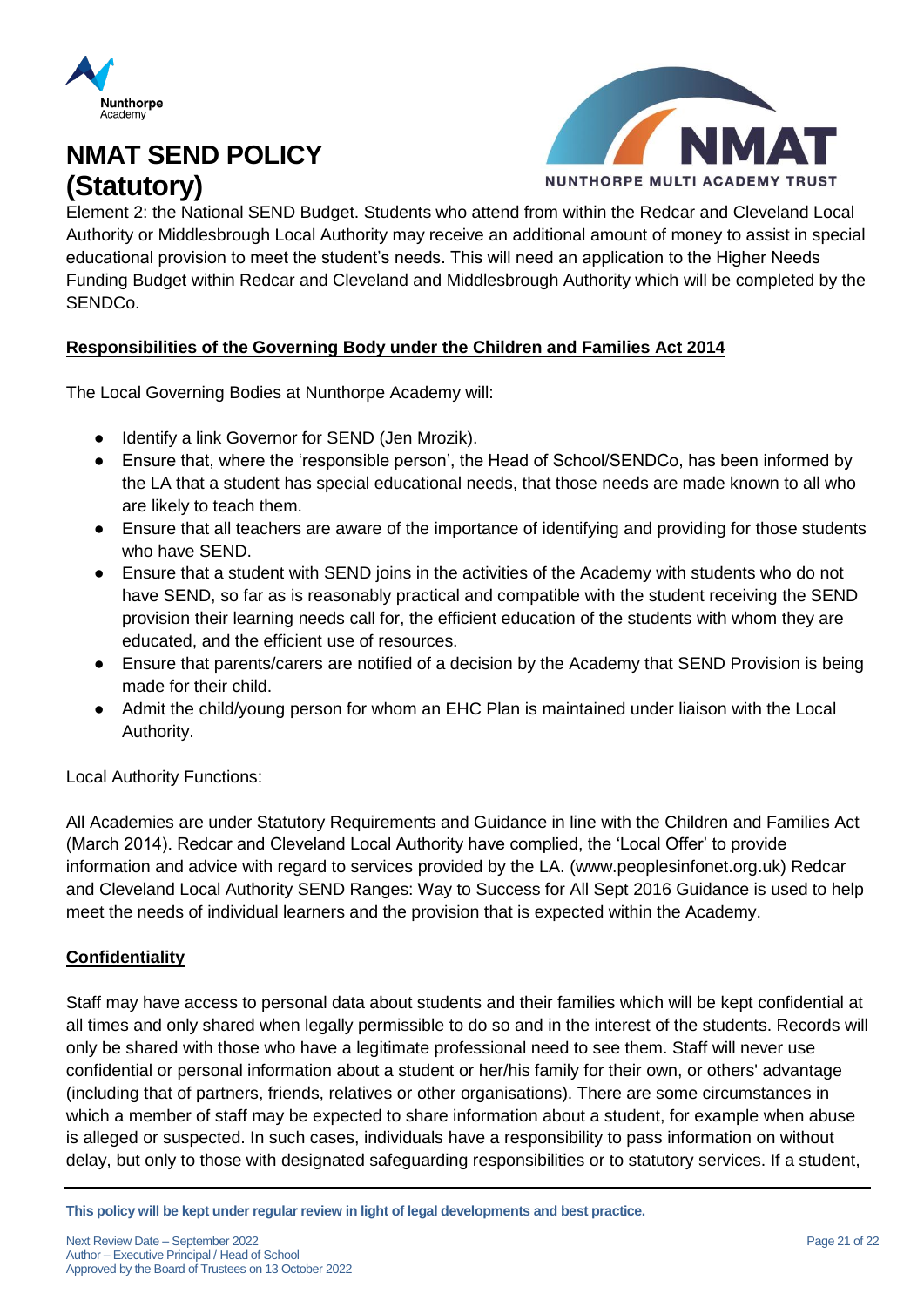Element 2: the National SEND Budget. Students who attend from within the Redcar and Cleveland Local Authority or Middlesbrough Local Authority may receive an additional amount of money to assist in special educational provision to meet the student's needs. This will need an application to the Higher Needs Funding Budget within Redcar and Cleveland and Middlesbrough Authority which will be completed by the SENDCo.

**Responsibilities of the Governing Body under the Children and Families Act 2014**

The Local Governing Bodies at Nunthorpe Academy will:

- Identify a link Governor for SEND (Jen Mrozik).
- Ensure that, where the 'responsible person', the Head of School/SENDCo, has been informed by the LA that a student has special educational needs, that those needs are made known to all who are likely to teach them.
- Ensure that all teachers are aware of the importance of identifying and providing for those students who have SEND.
- Ensure that a student with SEND joins in the activities of the Academy with students who do not have SEND, so far as is reasonably practical and compatible with the student receiving the SEND provision their learning needs call for, the efficient education of the students with whom they are educated, and the efficient use of resources.
- Ensure that parents/carers are notified of a decision by the Academy that SEND Provision is being made for their child.
- Admit the child/young person for whom an EHC Plan is maintained under liaison with the Local Authority.

Local Authority Functions:

All Academies are under Statutory Requirements and Guidance in line with the Children and Families Act (March 2014). Redcar and Cleveland Local Authority have complied, the 'Local Offer' to provide information and advice with regard to services provided by the LA. (www.peoplesinfonet.org.uk) Redcar and Cleveland Local Authority SEND Ranges: Way to Success for All Sept 2016 Guidance is used to help meet the needs of individual learners and the provision that is expected within the Academy.

**Confidentiality**

Staff may have access to personal data about students and their families which will be kept confidential at all times and only shared when legally permissible to do so and in the interest of the students. Records will only be shared with those who have a legitimate professional need to see them. Staff will never use confidential or personal information about a student or her/his family for their own, or others' advantage (including that of partners, friends, relatives or other organisations). There are some circumstances in which a member of staff may be expected to share information about a student, for example when abuse is alleged or suspected. In such cases, individuals have a responsibility to pass information on without delay, but only to those with designated safeguarding responsibilities or to statutory services. If a student,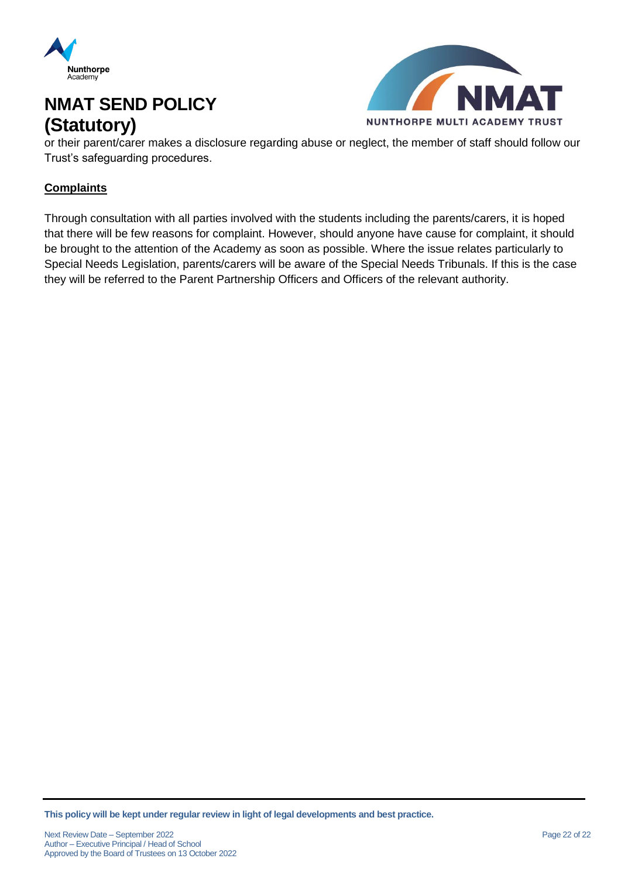or their parent/carer makes a disclosure regarding abuse or neglect, the member of staff should follow our Trust's safeguarding procedures.

## Complaints

Through consultation with all parties involved with the students including the parents/carers, it is hoped that there will be few reasons for complaint. However, should anyone have cause for complaint, it should be brought to the attention of the Academy as soon as possible. Where the issue relates particularly to Special Needs Legislation, parents/carers will be aware of the Special Needs Tribunals. If this is the case they will be referred to the Parent Partnership Officers and Officers of the relevant authority.